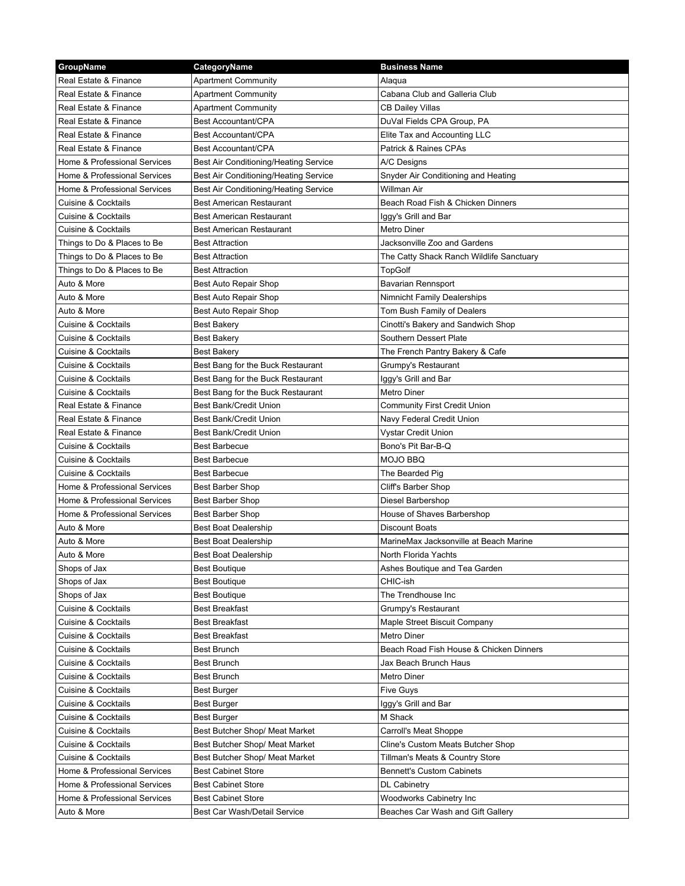| GroupName | CategoryName | Business Name |
| --- | --- | --- |
| Real Estate & Finance | Apartment Community | Alaqua |
| Real Estate & Finance | Apartment Community | Cabana Club and Galleria Club |
| Real Estate & Finance | Apartment Community | CB Dailey Villas |
| Real Estate & Finance | Best Accountant/CPA | DuVal Fields CPA Group, PA |
| Real Estate & Finance | Best Accountant/CPA | Elite Tax and Accounting LLC |
| Real Estate & Finance | Best Accountant/CPA | Patrick & Raines CPAs |
| Home & Professional Services | Best Air Conditioning/Heating Service | A/C Designs |
| Home & Professional Services | Best Air Conditioning/Heating Service | Snyder Air Conditioning and Heating |
| Home & Professional Services | Best Air Conditioning/Heating Service | Willman Air |
| Cuisine & Cocktails | Best American Restaurant | Beach Road Fish & Chicken Dinners |
| Cuisine & Cocktails | Best American Restaurant | Iggy's Grill and Bar |
| Cuisine & Cocktails | Best American Restaurant | Metro Diner |
| Things to Do & Places to Be | Best Attraction | Jacksonville Zoo and Gardens |
| Things to Do & Places to Be | Best Attraction | The Catty Shack Ranch Wildlife Sanctuary |
| Things to Do & Places to Be | Best Attraction | TopGolf |
| Auto & More | Best Auto Repair Shop | Bavarian Rennsport |
| Auto & More | Best Auto Repair Shop | Nimnicht Family Dealerships |
| Auto & More | Best Auto Repair Shop | Tom Bush Family of Dealers |
| Cuisine & Cocktails | Best Bakery | Cinotti's Bakery and Sandwich Shop |
| Cuisine & Cocktails | Best Bakery | Southern Dessert Plate |
| Cuisine & Cocktails | Best Bakery | The French Pantry Bakery & Cafe |
| Cuisine & Cocktails | Best Bang for the Buck Restaurant | Grumpy's Restaurant |
| Cuisine & Cocktails | Best Bang for the Buck Restaurant | Iggy's Grill and Bar |
| Cuisine & Cocktails | Best Bang for the Buck Restaurant | Metro Diner |
| Real Estate & Finance | Best Bank/Credit Union | Community First Credit Union |
| Real Estate & Finance | Best Bank/Credit Union | Navy Federal Credit Union |
| Real Estate & Finance | Best Bank/Credit Union | Vystar Credit Union |
| Cuisine & Cocktails | Best Barbecue | Bono's Pit Bar-B-Q |
| Cuisine & Cocktails | Best Barbecue | MOJO BBQ |
| Cuisine & Cocktails | Best Barbecue | The Bearded Pig |
| Home & Professional Services | Best Barber Shop | Cliff's Barber Shop |
| Home & Professional Services | Best Barber Shop | Diesel Barbershop |
| Home & Professional Services | Best Barber Shop | House of Shaves Barbershop |
| Auto & More | Best Boat Dealership | Discount Boats |
| Auto & More | Best Boat Dealership | MarineMax Jacksonville at Beach Marine |
| Auto & More | Best Boat Dealership | North Florida Yachts |
| Shops of Jax | Best Boutique | Ashes Boutique and Tea Garden |
| Shops of Jax | Best Boutique | CHIC-ish |
| Shops of Jax | Best Boutique | The Trendhouse Inc |
| Cuisine & Cocktails | Best Breakfast | Grumpy's Restaurant |
| Cuisine & Cocktails | Best Breakfast | Maple Street Biscuit Company |
| Cuisine & Cocktails | Best Breakfast | Metro Diner |
| Cuisine & Cocktails | Best Brunch | Beach Road Fish House & Chicken Dinners |
| Cuisine & Cocktails | Best Brunch | Jax Beach Brunch Haus |
| Cuisine & Cocktails | Best Brunch | Metro Diner |
| Cuisine & Cocktails | Best Burger | Five Guys |
| Cuisine & Cocktails | Best Burger | Iggy's Grill and Bar |
| Cuisine & Cocktails | Best Burger | M Shack |
| Cuisine & Cocktails | Best Butcher Shop/ Meat Market | Carroll's Meat Shoppe |
| Cuisine & Cocktails | Best Butcher Shop/ Meat Market | Cline's Custom Meats Butcher Shop |
| Cuisine & Cocktails | Best Butcher Shop/ Meat Market | Tillman's Meats & Country Store |
| Home & Professional Services | Best Cabinet Store | Bennett's Custom Cabinets |
| Home & Professional Services | Best Cabinet Store | DL Cabinetry |
| Home & Professional Services | Best Cabinet Store | Woodworks Cabinetry Inc |
| Auto & More | Best Car Wash/Detail Service | Beaches Car Wash and Gift Gallery |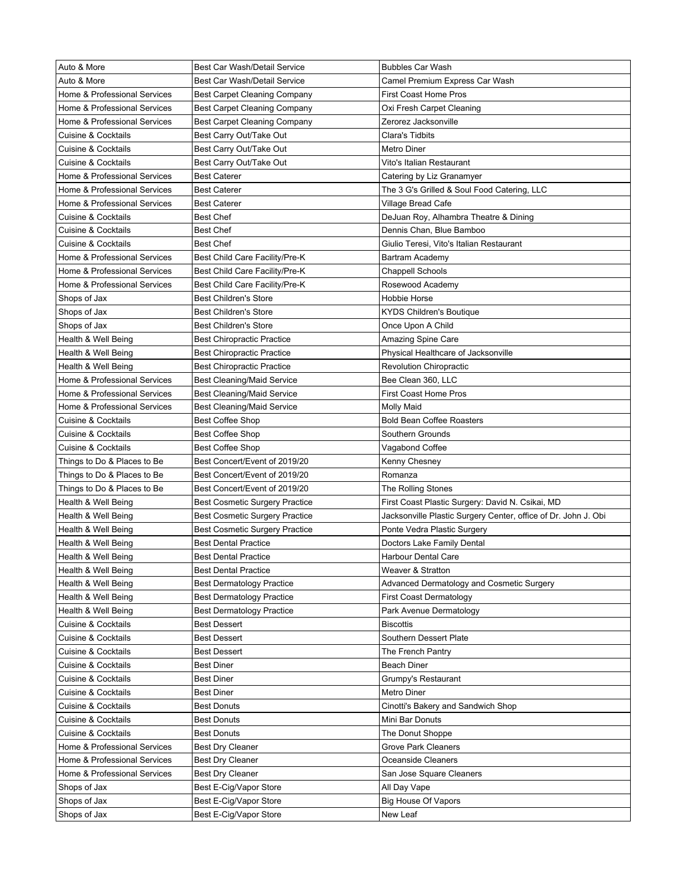| Auto & More | Best Car Wash/Detail Service | Bubbles Car Wash |
|---|---|---|
| Auto & More | Best Car Wash/Detail Service | Camel Premium Express Car Wash |
| Home & Professional Services | Best Carpet Cleaning Company | First Coast Home Pros |
| Home & Professional Services | Best Carpet Cleaning Company | Oxi Fresh Carpet Cleaning |
| Home & Professional Services | Best Carpet Cleaning Company | Zerorez Jacksonville |
| Cuisine & Cocktails | Best Carry Out/Take Out | Clara's Tidbits |
| Cuisine & Cocktails | Best Carry Out/Take Out | Metro Diner |
| Cuisine & Cocktails | Best Carry Out/Take Out | Vito's Italian Restaurant |
| Home & Professional Services | Best Caterer | Catering by Liz Granamyer |
| Home & Professional Services | Best Caterer | The 3 G's Grilled & Soul Food Catering, LLC |
| Home & Professional Services | Best Caterer | Village Bread Cafe |
| Cuisine & Cocktails | Best Chef | DeJuan Roy, Alhambra Theatre & Dining |
| Cuisine & Cocktails | Best Chef | Dennis Chan, Blue Bamboo |
| Cuisine & Cocktails | Best Chef | Giulio Teresi, Vito's Italian Restaurant |
| Home & Professional Services | Best Child Care Facility/Pre-K | Bartram Academy |
| Home & Professional Services | Best Child Care Facility/Pre-K | Chappell Schools |
| Home & Professional Services | Best Child Care Facility/Pre-K | Rosewood Academy |
| Shops of Jax | Best Children's Store | Hobbie Horse |
| Shops of Jax | Best Children's Store | KYDS Children's Boutique |
| Shops of Jax | Best Children's Store | Once Upon A Child |
| Health & Well Being | Best Chiropractic Practice | Amazing Spine Care |
| Health & Well Being | Best Chiropractic Practice | Physical Healthcare of Jacksonville |
| Health & Well Being | Best Chiropractic Practice | Revolution Chiropractic |
| Home & Professional Services | Best Cleaning/Maid Service | Bee Clean 360, LLC |
| Home & Professional Services | Best Cleaning/Maid Service | First Coast Home Pros |
| Home & Professional Services | Best Cleaning/Maid Service | Molly Maid |
| Cuisine & Cocktails | Best Coffee Shop | Bold Bean Coffee Roasters |
| Cuisine & Cocktails | Best Coffee Shop | Southern Grounds |
| Cuisine & Cocktails | Best Coffee Shop | Vagabond Coffee |
| Things to Do & Places to Be | Best Concert/Event of 2019/20 | Kenny Chesney |
| Things to Do & Places to Be | Best Concert/Event of 2019/20 | Romanza |
| Things to Do & Places to Be | Best Concert/Event of 2019/20 | The Rolling Stones |
| Health & Well Being | Best Cosmetic Surgery Practice | First Coast Plastic Surgery: David N. Csikai, MD |
| Health & Well Being | Best Cosmetic Surgery Practice | Jacksonville Plastic Surgery Center, office of Dr. John J. Obi |
| Health & Well Being | Best Cosmetic Surgery Practice | Ponte Vedra Plastic Surgery |
| Health & Well Being | Best Dental Practice | Doctors Lake Family Dental |
| Health & Well Being | Best Dental Practice | Harbour Dental Care |
| Health & Well Being | Best Dental Practice | Weaver & Stratton |
| Health & Well Being | Best Dermatology Practice | Advanced Dermatology and Cosmetic Surgery |
| Health & Well Being | Best Dermatology Practice | First Coast Dermatology |
| Health & Well Being | Best Dermatology Practice | Park Avenue Dermatology |
| Cuisine & Cocktails | Best Dessert | Biscottis |
| Cuisine & Cocktails | Best Dessert | Southern Dessert Plate |
| Cuisine & Cocktails | Best Dessert | The French Pantry |
| Cuisine & Cocktails | Best Diner | Beach Diner |
| Cuisine & Cocktails | Best Diner | Grumpy's Restaurant |
| Cuisine & Cocktails | Best Diner | Metro Diner |
| Cuisine & Cocktails | Best Donuts | Cinotti's Bakery and Sandwich Shop |
| Cuisine & Cocktails | Best Donuts | Mini Bar Donuts |
| Cuisine & Cocktails | Best Donuts | The Donut Shoppe |
| Home & Professional Services | Best Dry Cleaner | Grove Park Cleaners |
| Home & Professional Services | Best Dry Cleaner | Oceanside Cleaners |
| Home & Professional Services | Best Dry Cleaner | San Jose Square Cleaners |
| Shops of Jax | Best E-Cig/Vapor Store | All Day Vape |
| Shops of Jax | Best E-Cig/Vapor Store | Big House Of Vapors |
| Shops of Jax | Best E-Cig/Vapor Store | New Leaf |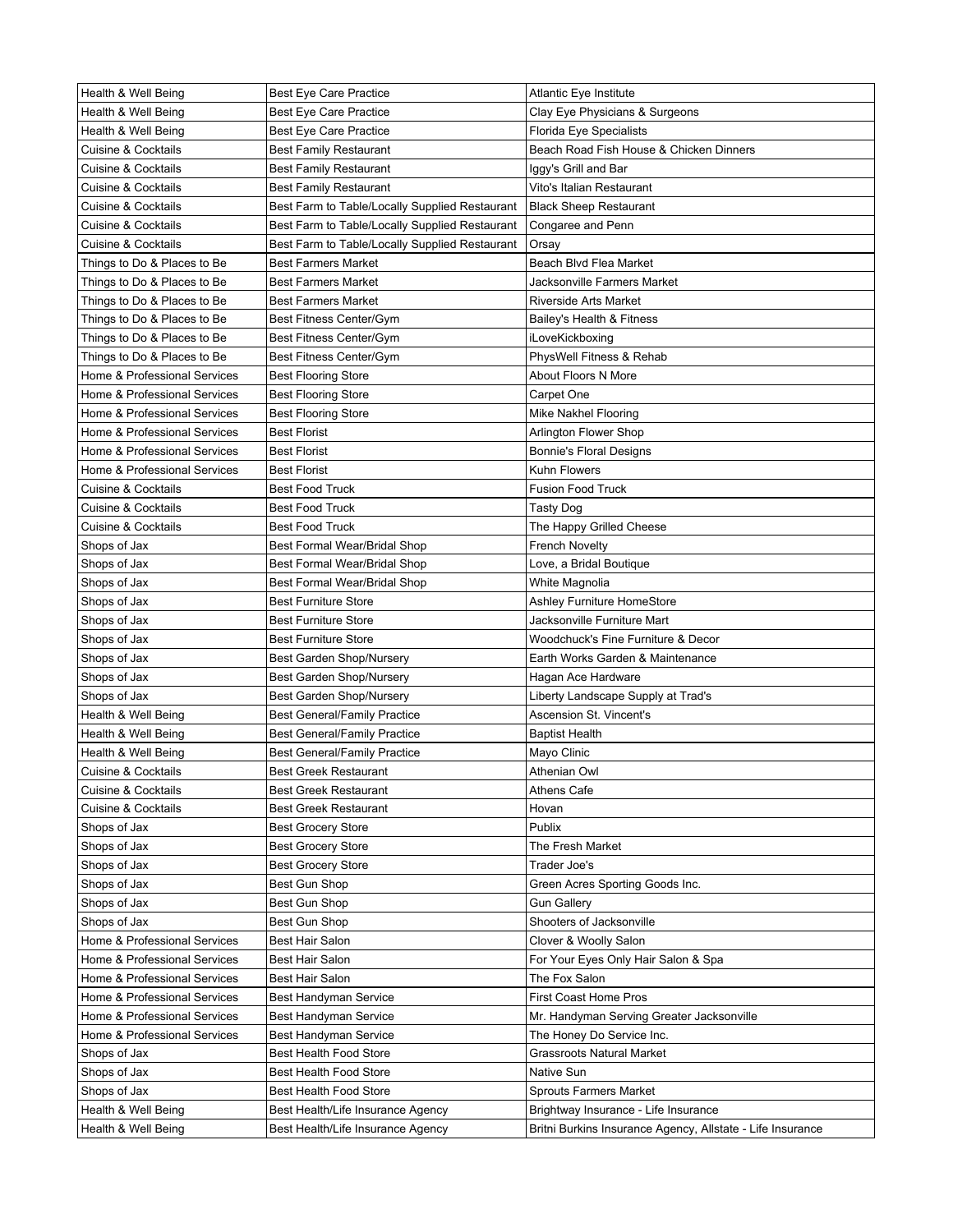| Health & Well Being | Best Eye Care Practice | Atlantic Eye Institute |
|---|---|---|
| Health & Well Being | Best Eye Care Practice | Clay Eye Physicians & Surgeons |
| Health & Well Being | Best Eye Care Practice | Florida Eye Specialists |
| Cuisine & Cocktails | Best Family Restaurant | Beach Road Fish House & Chicken Dinners |
| Cuisine & Cocktails | Best Family Restaurant | Iggy's Grill and Bar |
| Cuisine & Cocktails | Best Family Restaurant | Vito's Italian Restaurant |
| Cuisine & Cocktails | Best Farm to Table/Locally Supplied Restaurant | Black Sheep Restaurant |
| Cuisine & Cocktails | Best Farm to Table/Locally Supplied Restaurant | Congaree and Penn |
| Cuisine & Cocktails | Best Farm to Table/Locally Supplied Restaurant | Orsay |
| Things to Do & Places to Be | Best Farmers Market | Beach Blvd Flea Market |
| Things to Do & Places to Be | Best Farmers Market | Jacksonville Farmers Market |
| Things to Do & Places to Be | Best Farmers Market | Riverside Arts Market |
| Things to Do & Places to Be | Best Fitness Center/Gym | Bailey's Health & Fitness |
| Things to Do & Places to Be | Best Fitness Center/Gym | iLoveKickboxing |
| Things to Do & Places to Be | Best Fitness Center/Gym | PhysWell Fitness & Rehab |
| Home & Professional Services | Best Flooring Store | About Floors N More |
| Home & Professional Services | Best Flooring Store | Carpet One |
| Home & Professional Services | Best Flooring Store | Mike Nakhel Flooring |
| Home & Professional Services | Best Florist | Arlington Flower Shop |
| Home & Professional Services | Best Florist | Bonnie's Floral Designs |
| Home & Professional Services | Best Florist | Kuhn Flowers |
| Cuisine & Cocktails | Best Food Truck | Fusion Food Truck |
| Cuisine & Cocktails | Best Food Truck | Tasty Dog |
| Cuisine & Cocktails | Best Food Truck | The Happy Grilled Cheese |
| Shops of Jax | Best Formal Wear/Bridal Shop | French Novelty |
| Shops of Jax | Best Formal Wear/Bridal Shop | Love, a Bridal Boutique |
| Shops of Jax | Best Formal Wear/Bridal Shop | White Magnolia |
| Shops of Jax | Best Furniture Store | Ashley Furniture HomeStore |
| Shops of Jax | Best Furniture Store | Jacksonville Furniture Mart |
| Shops of Jax | Best Furniture Store | Woodchuck's Fine Furniture & Decor |
| Shops of Jax | Best Garden Shop/Nursery | Earth Works Garden & Maintenance |
| Shops of Jax | Best Garden Shop/Nursery | Hagan Ace Hardware |
| Shops of Jax | Best Garden Shop/Nursery | Liberty Landscape Supply at Trad's |
| Health & Well Being | Best General/Family Practice | Ascension St. Vincent's |
| Health & Well Being | Best General/Family Practice | Baptist Health |
| Health & Well Being | Best General/Family Practice | Mayo Clinic |
| Cuisine & Cocktails | Best Greek Restaurant | Athenian Owl |
| Cuisine & Cocktails | Best Greek Restaurant | Athens Cafe |
| Cuisine & Cocktails | Best Greek Restaurant | Hovan |
| Shops of Jax | Best Grocery Store | Publix |
| Shops of Jax | Best Grocery Store | The Fresh Market |
| Shops of Jax | Best Grocery Store | Trader Joe's |
| Shops of Jax | Best Gun Shop | Green Acres Sporting Goods Inc. |
| Shops of Jax | Best Gun Shop | Gun Gallery |
| Shops of Jax | Best Gun Shop | Shooters of Jacksonville |
| Home & Professional Services | Best Hair Salon | Clover & Woolly Salon |
| Home & Professional Services | Best Hair Salon | For Your Eyes Only Hair Salon & Spa |
| Home & Professional Services | Best Hair Salon | The Fox Salon |
| Home & Professional Services | Best Handyman Service | First Coast Home Pros |
| Home & Professional Services | Best Handyman Service | Mr. Handyman Serving Greater Jacksonville |
| Home & Professional Services | Best Handyman Service | The Honey Do Service Inc. |
| Shops of Jax | Best Health Food Store | Grassroots Natural Market |
| Shops of Jax | Best Health Food Store | Native Sun |
| Shops of Jax | Best Health Food Store | Sprouts Farmers Market |
| Health & Well Being | Best Health/Life Insurance Agency | Brightway Insurance - Life Insurance |
| Health & Well Being | Best Health/Life Insurance Agency | Britni Burkins Insurance Agency, Allstate - Life Insurance |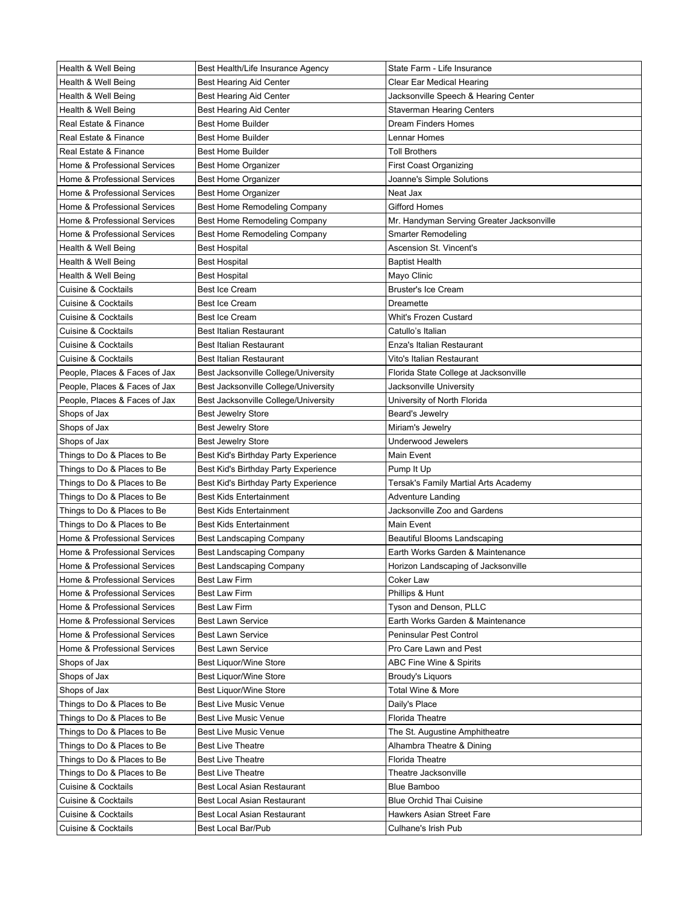| Health & Well Being | Best Health/Life Insurance Agency | State Farm - Life Insurance |
|---|---|---|
| Health & Well Being | Best Hearing Aid Center | Clear Ear Medical Hearing |
| Health & Well Being | Best Hearing Aid Center | Jacksonville Speech & Hearing Center |
| Health & Well Being | Best Hearing Aid Center | Staverman Hearing Centers |
| Real Estate & Finance | Best Home Builder | Dream Finders Homes |
| Real Estate & Finance | Best Home Builder | Lennar Homes |
| Real Estate & Finance | Best Home Builder | Toll Brothers |
| Home & Professional Services | Best Home Organizer | First Coast Organizing |
| Home & Professional Services | Best Home Organizer | Joanne's Simple Solutions |
| Home & Professional Services | Best Home Organizer | Neat Jax |
| Home & Professional Services | Best Home Remodeling Company | Gifford Homes |
| Home & Professional Services | Best Home Remodeling Company | Mr. Handyman Serving Greater Jacksonville |
| Home & Professional Services | Best Home Remodeling Company | Smarter Remodeling |
| Health & Well Being | Best Hospital | Ascension St. Vincent's |
| Health & Well Being | Best Hospital | Baptist Health |
| Health & Well Being | Best Hospital | Mayo Clinic |
| Cuisine & Cocktails | Best Ice Cream | Bruster's Ice Cream |
| Cuisine & Cocktails | Best Ice Cream | Dreamette |
| Cuisine & Cocktails | Best Ice Cream | Whit's Frozen Custard |
| Cuisine & Cocktails | Best Italian Restaurant | Catullo's Italian |
| Cuisine & Cocktails | Best Italian Restaurant | Enza's Italian Restaurant |
| Cuisine & Cocktails | Best Italian Restaurant | Vito's Italian Restaurant |
| People, Places & Faces of Jax | Best Jacksonville College/University | Florida State College at Jacksonville |
| People, Places & Faces of Jax | Best Jacksonville College/University | Jacksonville University |
| People, Places & Faces of Jax | Best Jacksonville College/University | University of North Florida |
| Shops of Jax | Best Jewelry Store | Beard's Jewelry |
| Shops of Jax | Best Jewelry Store | Miriam's Jewelry |
| Shops of Jax | Best Jewelry Store | Underwood Jewelers |
| Things to Do & Places to Be | Best Kid's Birthday Party Experience | Main Event |
| Things to Do & Places to Be | Best Kid's Birthday Party Experience | Pump It Up |
| Things to Do & Places to Be | Best Kid's Birthday Party Experience | Tersak's Family Martial Arts Academy |
| Things to Do & Places to Be | Best Kids Entertainment | Adventure Landing |
| Things to Do & Places to Be | Best Kids Entertainment | Jacksonville Zoo and Gardens |
| Things to Do & Places to Be | Best Kids Entertainment | Main Event |
| Home & Professional Services | Best Landscaping Company | Beautiful Blooms Landscaping |
| Home & Professional Services | Best Landscaping Company | Earth Works Garden & Maintenance |
| Home & Professional Services | Best Landscaping Company | Horizon Landscaping of Jacksonville |
| Home & Professional Services | Best Law Firm | Coker Law |
| Home & Professional Services | Best Law Firm | Phillips & Hunt |
| Home & Professional Services | Best Law Firm | Tyson and Denson, PLLC |
| Home & Professional Services | Best Lawn Service | Earth Works Garden & Maintenance |
| Home & Professional Services | Best Lawn Service | Peninsular Pest Control |
| Home & Professional Services | Best Lawn Service | Pro Care Lawn and Pest |
| Shops of Jax | Best Liquor/Wine Store | ABC Fine Wine & Spirits |
| Shops of Jax | Best Liquor/Wine Store | Broudy's Liquors |
| Shops of Jax | Best Liquor/Wine Store | Total Wine & More |
| Things to Do & Places to Be | Best Live Music Venue | Daily's Place |
| Things to Do & Places to Be | Best Live Music Venue | Florida Theatre |
| Things to Do & Places to Be | Best Live Music Venue | The St. Augustine Amphitheatre |
| Things to Do & Places to Be | Best Live Theatre | Alhambra Theatre & Dining |
| Things to Do & Places to Be | Best Live Theatre | Florida Theatre |
| Things to Do & Places to Be | Best Live Theatre | Theatre Jacksonville |
| Cuisine & Cocktails | Best Local Asian Restaurant | Blue Bamboo |
| Cuisine & Cocktails | Best Local Asian Restaurant | Blue Orchid Thai Cuisine |
| Cuisine & Cocktails | Best Local Asian Restaurant | Hawkers Asian Street Fare |
| Cuisine & Cocktails | Best Local Bar/Pub | Culhane's Irish Pub |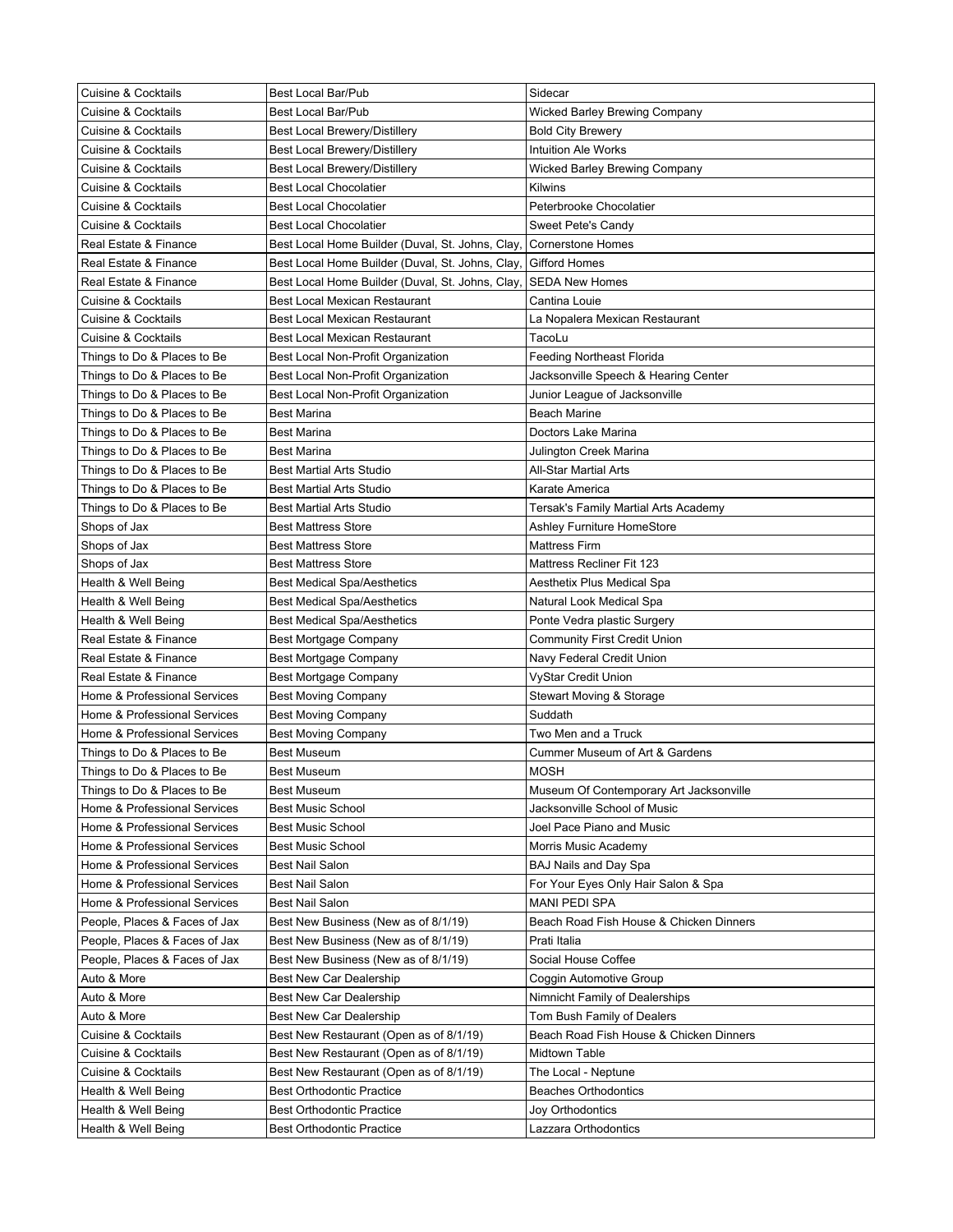| Cuisine & Cocktails | Best Local Bar/Pub | Sidecar |
|---|---|---|
| Cuisine & Cocktails | Best Local Bar/Pub | Wicked Barley Brewing Company |
| Cuisine & Cocktails | Best Local Brewery/Distillery | Bold City Brewery |
| Cuisine & Cocktails | Best Local Brewery/Distillery | Intuition Ale Works |
| Cuisine & Cocktails | Best Local Brewery/Distillery | Wicked Barley Brewing Company |
| Cuisine & Cocktails | Best Local Chocolatier | Kilwins |
| Cuisine & Cocktails | Best Local Chocolatier | Peterbrooke Chocolatier |
| Cuisine & Cocktails | Best Local Chocolatier | Sweet Pete's Candy |
| Real Estate & Finance | Best Local Home Builder (Duval, St. Johns, Clay, | Cornerstone Homes |
| Real Estate & Finance | Best Local Home Builder (Duval, St. Johns, Clay, | Gifford Homes |
| Real Estate & Finance | Best Local Home Builder (Duval, St. Johns, Clay, | SEDA New Homes |
| Cuisine & Cocktails | Best Local Mexican Restaurant | Cantina Louie |
| Cuisine & Cocktails | Best Local Mexican Restaurant | La Nopalera Mexican Restaurant |
| Cuisine & Cocktails | Best Local Mexican Restaurant | TacoLu |
| Things to Do & Places to Be | Best Local Non-Profit Organization | Feeding Northeast Florida |
| Things to Do & Places to Be | Best Local Non-Profit Organization | Jacksonville Speech & Hearing Center |
| Things to Do & Places to Be | Best Local Non-Profit Organization | Junior League of Jacksonville |
| Things to Do & Places to Be | Best Marina | Beach Marine |
| Things to Do & Places to Be | Best Marina | Doctors Lake Marina |
| Things to Do & Places to Be | Best Marina | Julington Creek Marina |
| Things to Do & Places to Be | Best Martial Arts Studio | All-Star Martial Arts |
| Things to Do & Places to Be | Best Martial Arts Studio | Karate America |
| Things to Do & Places to Be | Best Martial Arts Studio | Tersak's Family Martial Arts Academy |
| Shops of Jax | Best Mattress Store | Ashley Furniture HomeStore |
| Shops of Jax | Best Mattress Store | Mattress Firm |
| Shops of Jax | Best Mattress Store | Mattress Recliner Fit 123 |
| Health & Well Being | Best Medical Spa/Aesthetics | Aesthetix Plus Medical Spa |
| Health & Well Being | Best Medical Spa/Aesthetics | Natural Look Medical Spa |
| Health & Well Being | Best Medical Spa/Aesthetics | Ponte Vedra plastic Surgery |
| Real Estate & Finance | Best Mortgage Company | Community First Credit Union |
| Real Estate & Finance | Best Mortgage Company | Navy Federal Credit Union |
| Real Estate & Finance | Best Mortgage Company | VyStar Credit Union |
| Home & Professional Services | Best Moving Company | Stewart Moving & Storage |
| Home & Professional Services | Best Moving Company | Suddath |
| Home & Professional Services | Best Moving Company | Two Men and a Truck |
| Things to Do & Places to Be | Best Museum | Cummer Museum of Art & Gardens |
| Things to Do & Places to Be | Best Museum | MOSH |
| Things to Do & Places to Be | Best Museum | Museum Of Contemporary Art Jacksonville |
| Home & Professional Services | Best Music School | Jacksonville School of Music |
| Home & Professional Services | Best Music School | Joel Pace Piano and Music |
| Home & Professional Services | Best Music School | Morris Music Academy |
| Home & Professional Services | Best Nail Salon | BAJ Nails and Day Spa |
| Home & Professional Services | Best Nail Salon | For Your Eyes Only Hair Salon & Spa |
| Home & Professional Services | Best Nail Salon | MANI PEDI SPA |
| People, Places & Faces of Jax | Best New Business (New as of 8/1/19) | Beach Road Fish House & Chicken Dinners |
| People, Places & Faces of Jax | Best New Business (New as of 8/1/19) | Prati Italia |
| People, Places & Faces of Jax | Best New Business (New as of 8/1/19) | Social House Coffee |
| Auto & More | Best New Car Dealership | Coggin Automotive Group |
| Auto & More | Best New Car Dealership | Nimnicht Family of Dealerships |
| Auto & More | Best New Car Dealership | Tom Bush Family of Dealers |
| Cuisine & Cocktails | Best New Restaurant (Open as of 8/1/19) | Beach Road Fish House & Chicken Dinners |
| Cuisine & Cocktails | Best New Restaurant (Open as of 8/1/19) | Midtown Table |
| Cuisine & Cocktails | Best New Restaurant (Open as of 8/1/19) | The Local - Neptune |
| Health & Well Being | Best Orthodontic Practice | Beaches Orthodontics |
| Health & Well Being | Best Orthodontic Practice | Joy Orthodontics |
| Health & Well Being | Best Orthodontic Practice | Lazzara Orthodontics |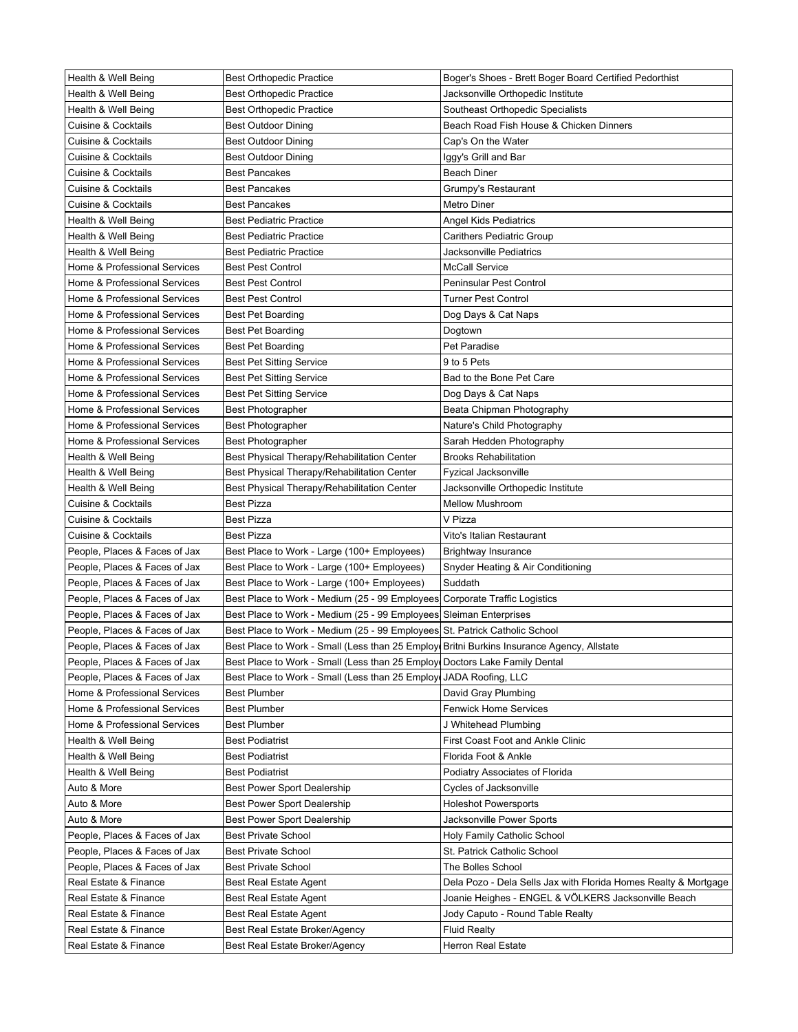| Health & Well Being | Best Orthopedic Practice | Boger's Shoes - Brett Boger Board Certified Pedorthist |
|---|---|---|
| Health & Well Being | Best Orthopedic Practice | Jacksonville Orthopedic Institute |
| Health & Well Being | Best Orthopedic Practice | Southeast Orthopedic Specialists |
| Cuisine & Cocktails | Best Outdoor Dining | Beach Road Fish House & Chicken Dinners |
| Cuisine & Cocktails | Best Outdoor Dining | Cap's On the Water |
| Cuisine & Cocktails | Best Outdoor Dining | Iggy's Grill and Bar |
| Cuisine & Cocktails | Best Pancakes | Beach Diner |
| Cuisine & Cocktails | Best Pancakes | Grumpy's Restaurant |
| Cuisine & Cocktails | Best Pancakes | Metro Diner |
| Health & Well Being | Best Pediatric Practice | Angel Kids Pediatrics |
| Health & Well Being | Best Pediatric Practice | Carithers Pediatric Group |
| Health & Well Being | Best Pediatric Practice | Jacksonville Pediatrics |
| Home & Professional Services | Best Pest Control | McCall Service |
| Home & Professional Services | Best Pest Control | Peninsular Pest Control |
| Home & Professional Services | Best Pest Control | Turner Pest Control |
| Home & Professional Services | Best Pet Boarding | Dog Days & Cat Naps |
| Home & Professional Services | Best Pet Boarding | Dogtown |
| Home & Professional Services | Best Pet Boarding | Pet Paradise |
| Home & Professional Services | Best Pet Sitting Service | 9 to 5 Pets |
| Home & Professional Services | Best Pet Sitting Service | Bad to the Bone Pet Care |
| Home & Professional Services | Best Pet Sitting Service | Dog Days & Cat Naps |
| Home & Professional Services | Best Photographer | Beata Chipman Photography |
| Home & Professional Services | Best Photographer | Nature's Child Photography |
| Home & Professional Services | Best Photographer | Sarah Hedden Photography |
| Health & Well Being | Best Physical Therapy/Rehabilitation Center | Brooks Rehabilitation |
| Health & Well Being | Best Physical Therapy/Rehabilitation Center | Fyzical Jacksonville |
| Health & Well Being | Best Physical Therapy/Rehabilitation Center | Jacksonville Orthopedic Institute |
| Cuisine & Cocktails | Best Pizza | Mellow Mushroom |
| Cuisine & Cocktails | Best Pizza | V Pizza |
| Cuisine & Cocktails | Best Pizza | Vito's Italian Restaurant |
| People, Places & Faces of Jax | Best Place to Work - Large (100+ Employees) | Brightway Insurance |
| People, Places & Faces of Jax | Best Place to Work - Large (100+ Employees) | Snyder Heating & Air Conditioning |
| People, Places & Faces of Jax | Best Place to Work - Large (100+ Employees) | Suddath |
| People, Places & Faces of Jax | Best Place to Work - Medium (25 - 99 Employees | Corporate Traffic Logistics |
| People, Places & Faces of Jax | Best Place to Work - Medium (25 - 99 Employees | Sleiman Enterprises |
| People, Places & Faces of Jax | Best Place to Work - Medium (25 - 99 Employees | St. Patrick Catholic School |
| People, Places & Faces of Jax | Best Place to Work - Small (Less than 25 Employ | Britni Burkins Insurance Agency, Allstate |
| People, Places & Faces of Jax | Best Place to Work - Small (Less than 25 Employ | Doctors Lake Family Dental |
| People, Places & Faces of Jax | Best Place to Work - Small (Less than 25 Employ | JADA Roofing, LLC |
| Home & Professional Services | Best Plumber | David Gray Plumbing |
| Home & Professional Services | Best Plumber | Fenwick Home Services |
| Home & Professional Services | Best Plumber | J Whitehead Plumbing |
| Health & Well Being | Best Podiatrist | First Coast Foot and Ankle Clinic |
| Health & Well Being | Best Podiatrist | Florida Foot & Ankle |
| Health & Well Being | Best Podiatrist | Podiatry Associates of Florida |
| Auto & More | Best Power Sport Dealership | Cycles of Jacksonville |
| Auto & More | Best Power Sport Dealership | Holeshot Powersports |
| Auto & More | Best Power Sport Dealership | Jacksonville Power Sports |
| People, Places & Faces of Jax | Best Private School | Holy Family Catholic School |
| People, Places & Faces of Jax | Best Private School | St. Patrick Catholic School |
| People, Places & Faces of Jax | Best Private School | The Bolles School |
| Real Estate & Finance | Best Real Estate Agent | Dela Pozo - Dela Sells Jax with Florida Homes Realty & Mortgage |
| Real Estate & Finance | Best Real Estate Agent | Joanie Heighes - ENGEL & VÖLKERS Jacksonville Beach |
| Real Estate & Finance | Best Real Estate Agent | Jody Caputo - Round Table Realty |
| Real Estate & Finance | Best Real Estate Broker/Agency | Fluid Realty |
| Real Estate & Finance | Best Real Estate Broker/Agency | Herron Real Estate |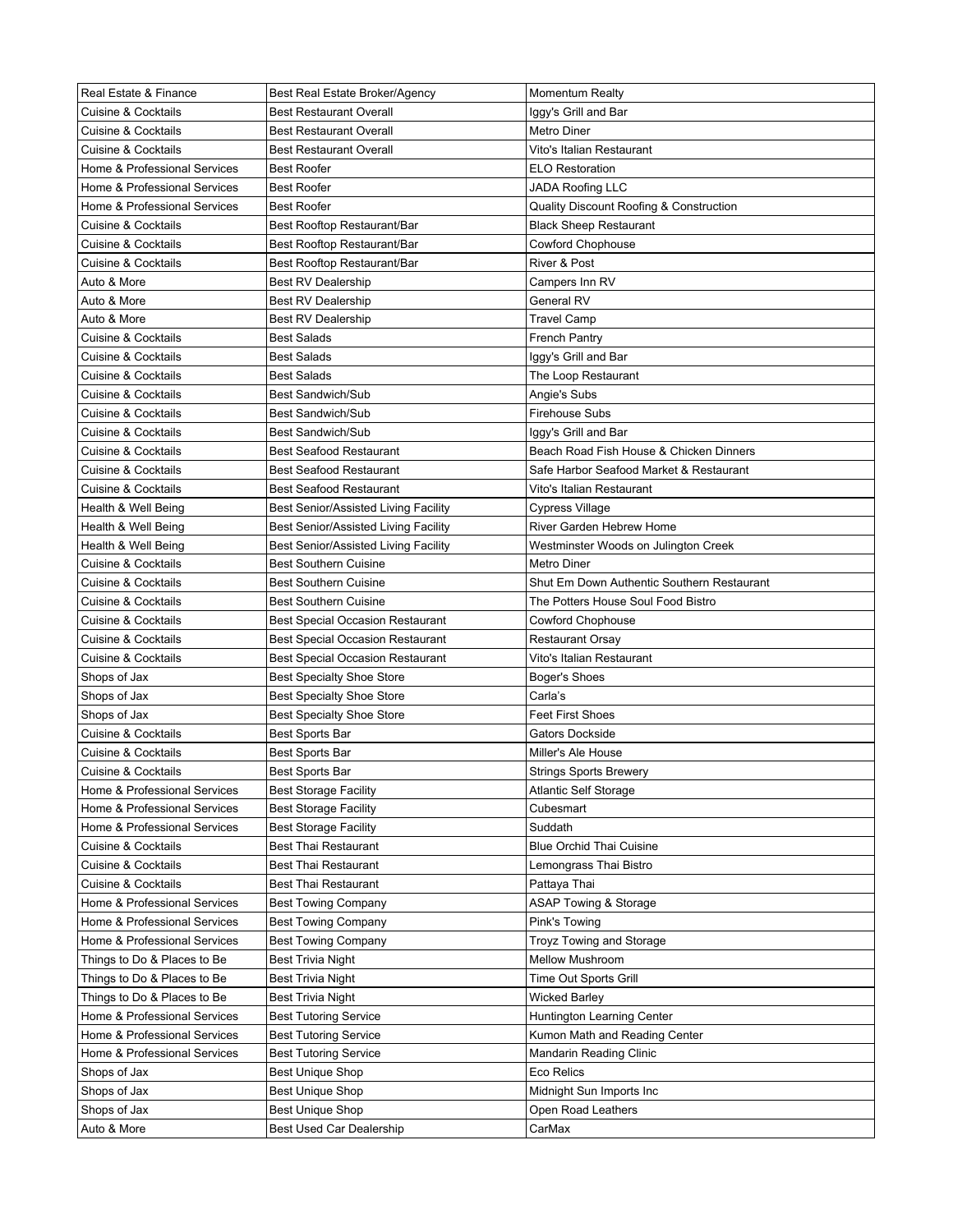| Real Estate & Finance | Best Real Estate Broker/Agency | Momentum Realty |
|---|---|---|
| Cuisine & Cocktails | Best Restaurant Overall | Iggy's Grill and Bar |
| Cuisine & Cocktails | Best Restaurant Overall | Metro Diner |
| Cuisine & Cocktails | Best Restaurant Overall | Vito's Italian Restaurant |
| Home & Professional Services | Best Roofer | ELO Restoration |
| Home & Professional Services | Best Roofer | JADA Roofing LLC |
| Home & Professional Services | Best Roofer | Quality Discount Roofing & Construction |
| Cuisine & Cocktails | Best Rooftop Restaurant/Bar | Black Sheep Restaurant |
| Cuisine & Cocktails | Best Rooftop Restaurant/Bar | Cowford Chophouse |
| Cuisine & Cocktails | Best Rooftop Restaurant/Bar | River & Post |
| Auto & More | Best RV Dealership | Campers Inn RV |
| Auto & More | Best RV Dealership | General RV |
| Auto & More | Best RV Dealership | Travel Camp |
| Cuisine & Cocktails | Best Salads | French Pantry |
| Cuisine & Cocktails | Best Salads | Iggy's Grill and Bar |
| Cuisine & Cocktails | Best Salads | The Loop Restaurant |
| Cuisine & Cocktails | Best Sandwich/Sub | Angie's Subs |
| Cuisine & Cocktails | Best Sandwich/Sub | Firehouse Subs |
| Cuisine & Cocktails | Best Sandwich/Sub | Iggy's Grill and Bar |
| Cuisine & Cocktails | Best Seafood Restaurant | Beach Road Fish House & Chicken Dinners |
| Cuisine & Cocktails | Best Seafood Restaurant | Safe Harbor Seafood Market & Restaurant |
| Cuisine & Cocktails | Best Seafood Restaurant | Vito's Italian Restaurant |
| Health & Well Being | Best Senior/Assisted Living Facility | Cypress Village |
| Health & Well Being | Best Senior/Assisted Living Facility | River Garden Hebrew Home |
| Health & Well Being | Best Senior/Assisted Living Facility | Westminster Woods on Julington Creek |
| Cuisine & Cocktails | Best Southern Cuisine | Metro Diner |
| Cuisine & Cocktails | Best Southern Cuisine | Shut Em Down Authentic Southern Restaurant |
| Cuisine & Cocktails | Best Southern Cuisine | The Potters House Soul Food Bistro |
| Cuisine & Cocktails | Best Special Occasion Restaurant | Cowford Chophouse |
| Cuisine & Cocktails | Best Special Occasion Restaurant | Restaurant Orsay |
| Cuisine & Cocktails | Best Special Occasion Restaurant | Vito's Italian Restaurant |
| Shops of Jax | Best Specialty Shoe Store | Boger's Shoes |
| Shops of Jax | Best Specialty Shoe Store | Carla's |
| Shops of Jax | Best Specialty Shoe Store | Feet First Shoes |
| Cuisine & Cocktails | Best Sports Bar | Gators Dockside |
| Cuisine & Cocktails | Best Sports Bar | Miller's Ale House |
| Cuisine & Cocktails | Best Sports Bar | Strings Sports Brewery |
| Home & Professional Services | Best Storage Facility | Atlantic Self Storage |
| Home & Professional Services | Best Storage Facility | Cubesmart |
| Home & Professional Services | Best Storage Facility | Suddath |
| Cuisine & Cocktails | Best Thai Restaurant | Blue Orchid Thai Cuisine |
| Cuisine & Cocktails | Best Thai Restaurant | Lemongrass Thai Bistro |
| Cuisine & Cocktails | Best Thai Restaurant | Pattaya Thai |
| Home & Professional Services | Best Towing Company | ASAP Towing & Storage |
| Home & Professional Services | Best Towing Company | Pink's Towing |
| Home & Professional Services | Best Towing Company | Troyz Towing and Storage |
| Things to Do & Places to Be | Best Trivia Night | Mellow Mushroom |
| Things to Do & Places to Be | Best Trivia Night | Time Out Sports Grill |
| Things to Do & Places to Be | Best Trivia Night | Wicked Barley |
| Home & Professional Services | Best Tutoring Service | Huntington Learning Center |
| Home & Professional Services | Best Tutoring Service | Kumon Math and Reading Center |
| Home & Professional Services | Best Tutoring Service | Mandarin Reading Clinic |
| Shops of Jax | Best Unique Shop | Eco Relics |
| Shops of Jax | Best Unique Shop | Midnight Sun Imports Inc |
| Shops of Jax | Best Unique Shop | Open Road Leathers |
| Auto & More | Best Used Car Dealership | CarMax |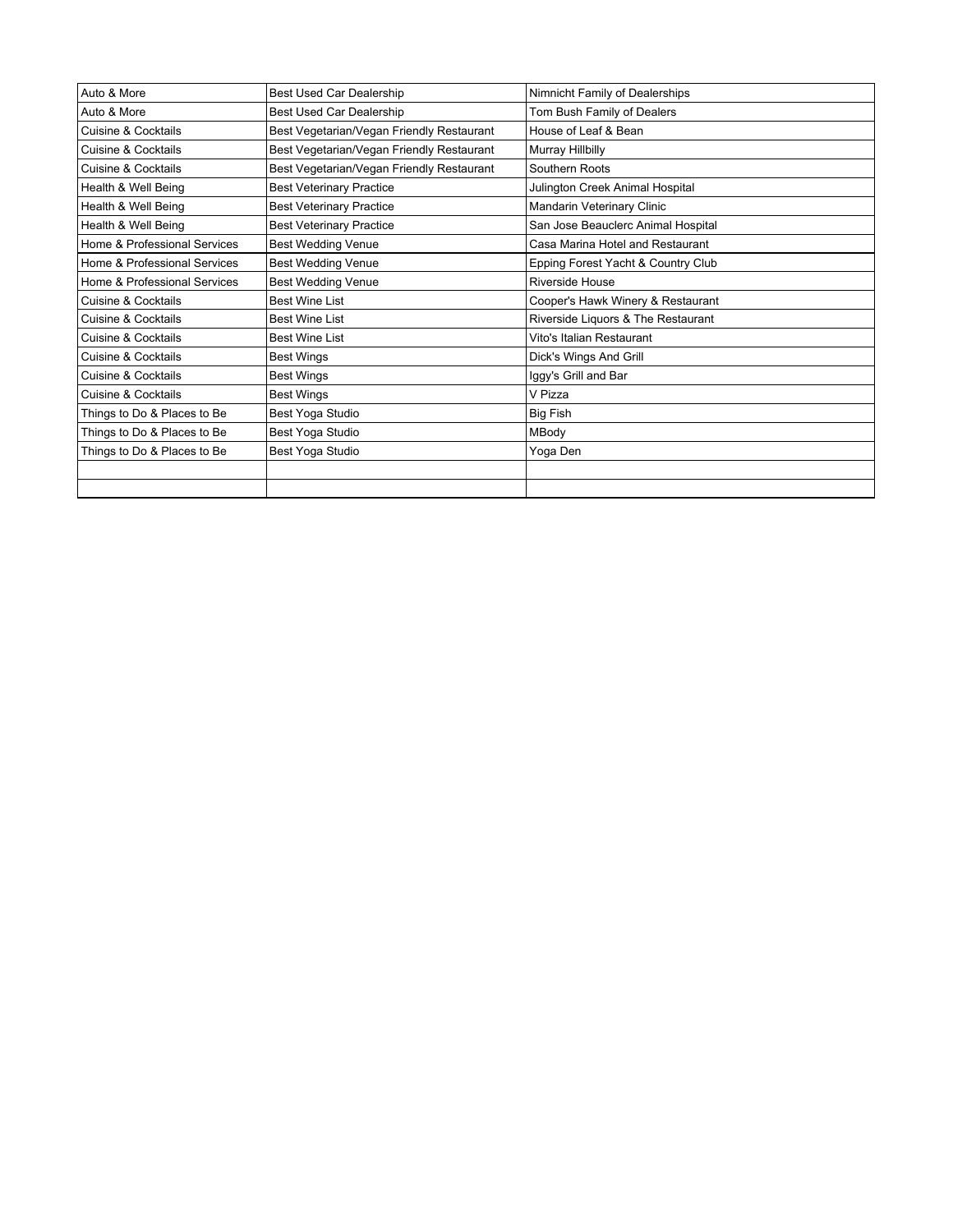| | | |
|---|---|---|
| Auto & More | Best Used Car Dealership | Nimnicht Family of Dealerships |
| Auto & More | Best Used Car Dealership | Tom Bush Family of Dealers |
| Cuisine & Cocktails | Best Vegetarian/Vegan Friendly Restaurant | House of Leaf & Bean |
| Cuisine & Cocktails | Best Vegetarian/Vegan Friendly Restaurant | Murray Hillbilly |
| Cuisine & Cocktails | Best Vegetarian/Vegan Friendly Restaurant | Southern Roots |
| Health & Well Being | Best Veterinary Practice | Julington Creek Animal Hospital |
| Health & Well Being | Best Veterinary Practice | Mandarin Veterinary Clinic |
| Health & Well Being | Best Veterinary Practice | San Jose Beauclerc Animal Hospital |
| Home & Professional Services | Best Wedding Venue | Casa Marina Hotel and Restaurant |
| Home & Professional Services | Best Wedding Venue | Epping Forest Yacht & Country Club |
| Home & Professional Services | Best Wedding Venue | Riverside House |
| Cuisine & Cocktails | Best Wine List | Cooper's Hawk Winery & Restaurant |
| Cuisine & Cocktails | Best Wine List | Riverside Liquors & The Restaurant |
| Cuisine & Cocktails | Best Wine List | Vito's Italian Restaurant |
| Cuisine & Cocktails | Best Wings | Dick's Wings And Grill |
| Cuisine & Cocktails | Best Wings | Iggy's Grill and Bar |
| Cuisine & Cocktails | Best Wings | V Pizza |
| Things to Do & Places to Be | Best Yoga Studio | Big Fish |
| Things to Do & Places to Be | Best Yoga Studio | MBody |
| Things to Do & Places to Be | Best Yoga Studio | Yoga Den |
| | | |
| | | |